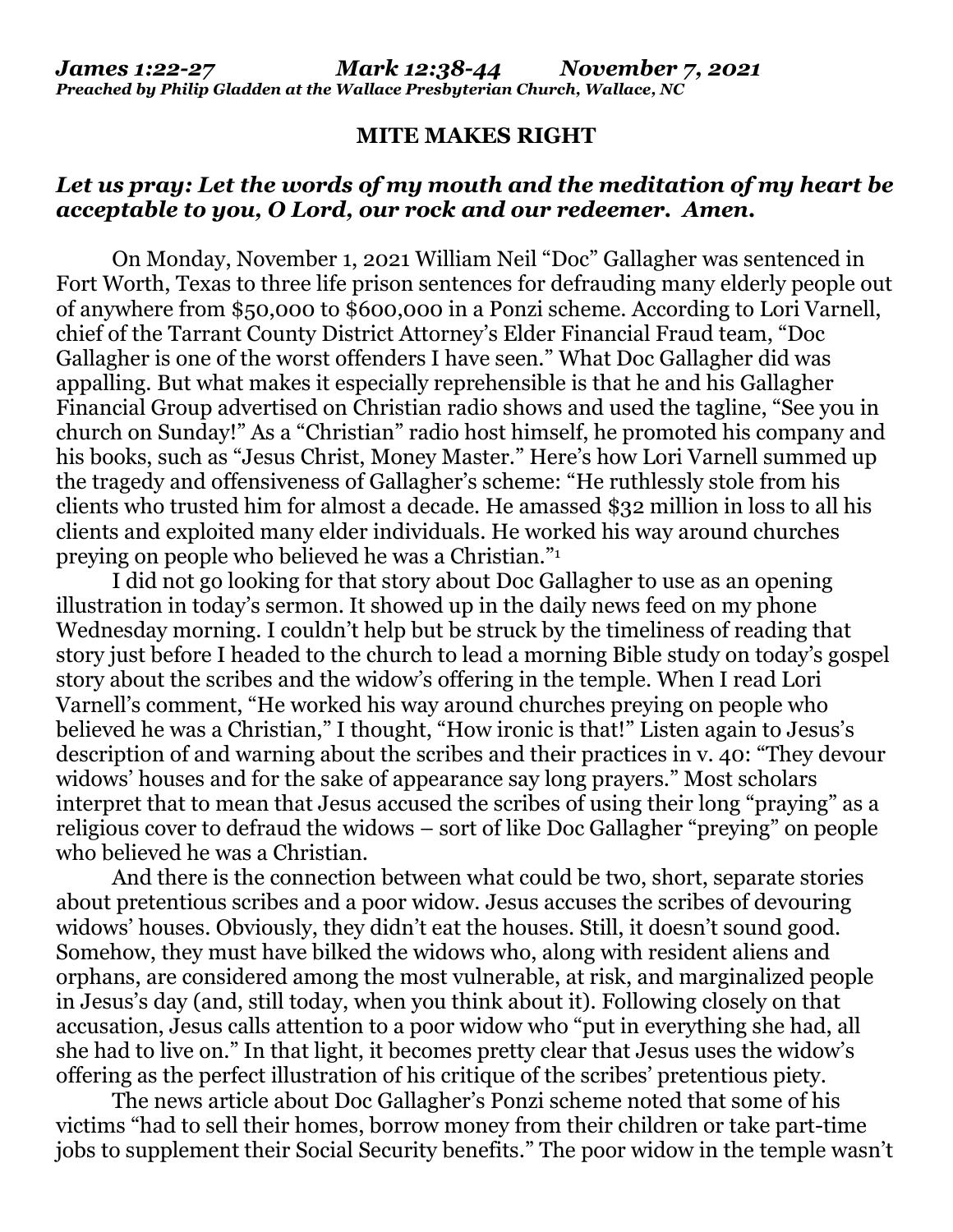***James 1:22-27 Mark 12:38-44 November 7, 2021***
***Preached by Philip Gladden at the Wallace Presbyterian Church, Wallace, NC***

**MITE MAKES RIGHT**

***Let us pray: Let the words of my mouth and the meditation of my heart be acceptable to you, O Lord, our rock and our redeemer. Amen.***

On Monday, November 1, 2021 William Neil "Doc" Gallagher was sentenced in Fort Worth, Texas to three life prison sentences for defrauding many elderly people out of anywhere from $50,000 to $600,000 in a Ponzi scheme. According to Lori Varnell, chief of the Tarrant County District Attorney's Elder Financial Fraud team, "Doc Gallagher is one of the worst offenders I have seen." What Doc Gallagher did was appalling. But what makes it especially reprehensible is that he and his Gallagher Financial Group advertised on Christian radio shows and used the tagline, "See you in church on Sunday!" As a "Christian" radio host himself, he promoted his company and his books, such as "Jesus Christ, Money Master." Here's how Lori Varnell summed up the tragedy and offensiveness of Gallagher's scheme: "He ruthlessly stole from his clients who trusted him for almost a decade. He amassed $32 million in loss to all his clients and exploited many elder individuals. He worked his way around churches preying on people who believed he was a Christian."[1]

I did not go looking for that story about Doc Gallagher to use as an opening illustration in today's sermon. It showed up in the daily news feed on my phone Wednesday morning. I couldn't help but be struck by the timeliness of reading that story just before I headed to the church to lead a morning Bible study on today's gospel story about the scribes and the widow's offering in the temple. When I read Lori Varnell's comment, "He worked his way around churches preying on people who believed he was a Christian," I thought, "How ironic is that!" Listen again to Jesus's description of and warning about the scribes and their practices in v. 40: "They devour widows' houses and for the sake of appearance say long prayers." Most scholars interpret that to mean that Jesus accused the scribes of using their long "praying" as a religious cover to defraud the widows – sort of like Doc Gallagher "preying" on people who believed he was a Christian.

And there is the connection between what could be two, short, separate stories about pretentious scribes and a poor widow. Jesus accuses the scribes of devouring widows' houses. Obviously, they didn't eat the houses. Still, it doesn't sound good. Somehow, they must have bilked the widows who, along with resident aliens and orphans, are considered among the most vulnerable, at risk, and marginalized people in Jesus's day (and, still today, when you think about it). Following closely on that accusation, Jesus calls attention to a poor widow who "put in everything she had, all she had to live on." In that light, it becomes pretty clear that Jesus uses the widow's offering as the perfect illustration of his critique of the scribes' pretentious piety.

The news article about Doc Gallagher's Ponzi scheme noted that some of his victims "had to sell their homes, borrow money from their children or take part-time jobs to supplement their Social Security benefits." The poor widow in the temple wasn't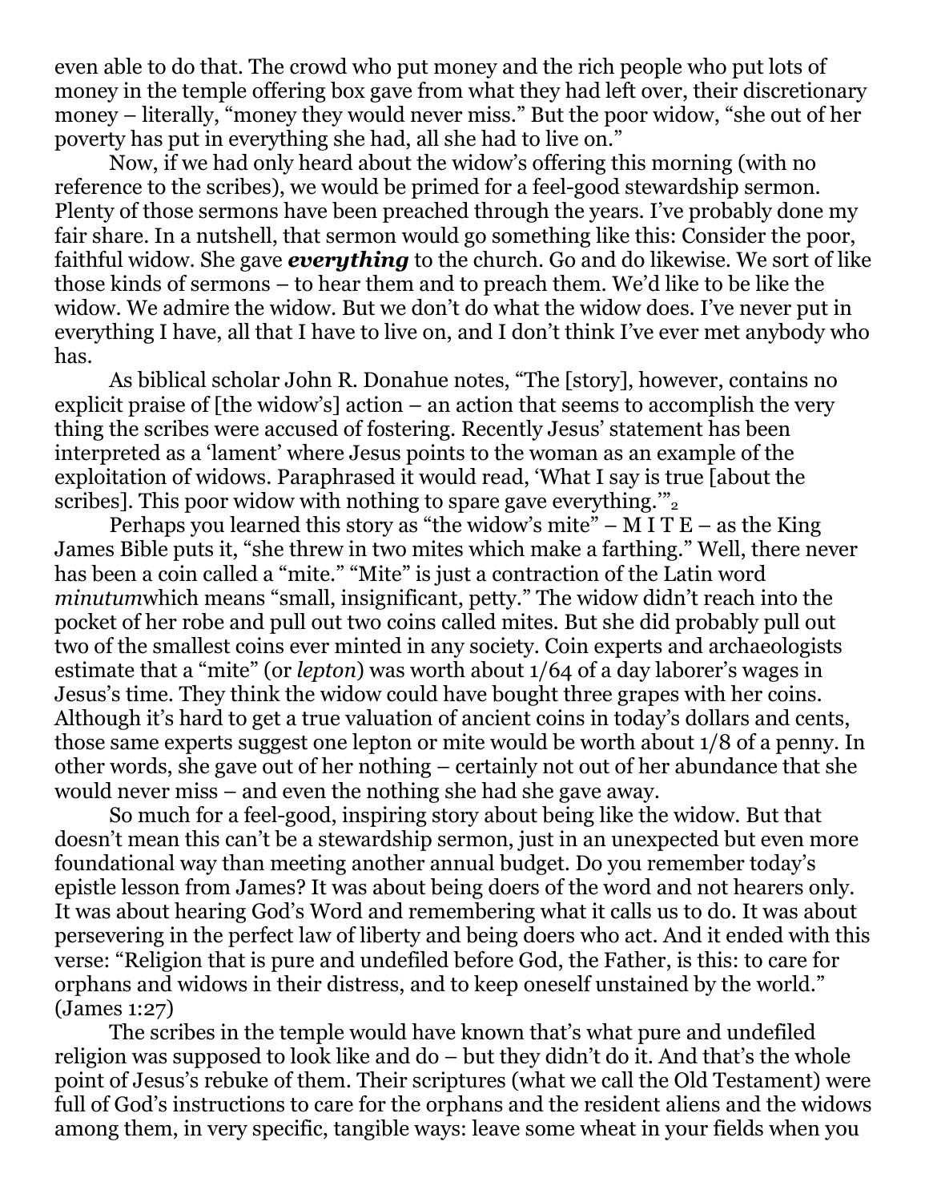even able to do that. The crowd who put money and the rich people who put lots of money in the temple offering box gave from what they had left over, their discretionary money – literally, "money they would never miss." But the poor widow, "she out of her poverty has put in everything she had, all she had to live on."

Now, if we had only heard about the widow's offering this morning (with no reference to the scribes), we would be primed for a feel-good stewardship sermon. Plenty of those sermons have been preached through the years. I've probably done my fair share. In a nutshell, that sermon would go something like this: Consider the poor, faithful widow. She gave ***everything*** to the church. Go and do likewise. We sort of like those kinds of sermons – to hear them and to preach them. We'd like to be like the widow. We admire the widow. But we don't do what the widow does. I've never put in everything I have, all that I have to live on, and I don't think I've ever met anybody who has.

As biblical scholar John R. Donahue notes, "The [story], however, contains no explicit praise of [the widow's] action – an action that seems to accomplish the very thing the scribes were accused of fostering. Recently Jesus' statement has been interpreted as a 'lament' where Jesus points to the woman as an example of the exploitation of widows. Paraphrased it would read, 'What I say is true [about the scribes]. This poor widow with nothing to spare gave everything.'"[2]

Perhaps you learned this story as "the widow's mite" – M I T E – as the King James Bible puts it, "she threw in two mites which make a farthing." Well, there never has been a coin called a "mite." "Mite" is just a contraction of the Latin word *minutum*which means "small, insignificant, petty." The widow didn't reach into the pocket of her robe and pull out two coins called mites. But she did probably pull out two of the smallest coins ever minted in any society. Coin experts and archaeologists estimate that a "mite" (or *lepton*) was worth about 1/64 of a day laborer's wages in Jesus's time. They think the widow could have bought three grapes with her coins. Although it's hard to get a true valuation of ancient coins in today's dollars and cents, those same experts suggest one lepton or mite would be worth about 1/8 of a penny. In other words, she gave out of her nothing – certainly not out of her abundance that she would never miss – and even the nothing she had she gave away.

So much for a feel-good, inspiring story about being like the widow. But that doesn't mean this can't be a stewardship sermon, just in an unexpected but even more foundational way than meeting another annual budget. Do you remember today's epistle lesson from James? It was about being doers of the word and not hearers only. It was about hearing God's Word and remembering what it calls us to do. It was about persevering in the perfect law of liberty and being doers who act. And it ended with this verse: "Religion that is pure and undefiled before God, the Father, is this: to care for orphans and widows in their distress, and to keep oneself unstained by the world." (James 1:27)

The scribes in the temple would have known that's what pure and undefiled religion was supposed to look like and do – but they didn't do it. And that's the whole point of Jesus's rebuke of them. Their scriptures (what we call the Old Testament) were full of God's instructions to care for the orphans and the resident aliens and the widows among them, in very specific, tangible ways: leave some wheat in your fields when you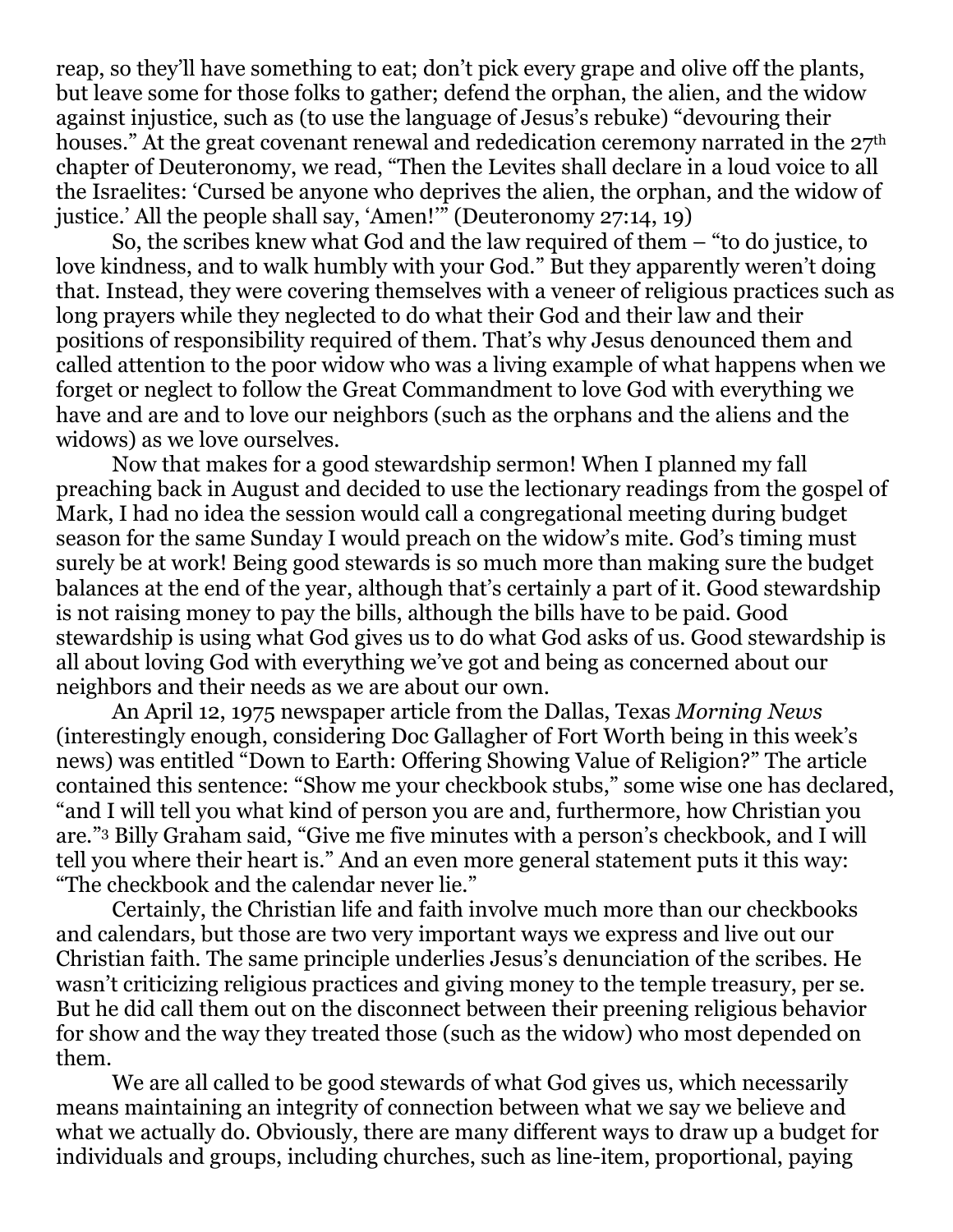reap, so they'll have something to eat; don't pick every grape and olive off the plants, but leave some for those folks to gather; defend the orphan, the alien, and the widow against injustice, such as (to use the language of Jesus's rebuke) "devouring their houses." At the great covenant renewal and rededication ceremony narrated in the 27th chapter of Deuteronomy, we read, "Then the Levites shall declare in a loud voice to all the Israelites: 'Cursed be anyone who deprives the alien, the orphan, and the widow of justice.' All the people shall say, 'Amen!'" (Deuteronomy 27:14, 19)

So, the scribes knew what God and the law required of them – "to do justice, to love kindness, and to walk humbly with your God." But they apparently weren't doing that. Instead, they were covering themselves with a veneer of religious practices such as long prayers while they neglected to do what their God and their law and their positions of responsibility required of them. That's why Jesus denounced them and called attention to the poor widow who was a living example of what happens when we forget or neglect to follow the Great Commandment to love God with everything we have and are and to love our neighbors (such as the orphans and the aliens and the widows) as we love ourselves.

Now that makes for a good stewardship sermon! When I planned my fall preaching back in August and decided to use the lectionary readings from the gospel of Mark, I had no idea the session would call a congregational meeting during budget season for the same Sunday I would preach on the widow's mite. God's timing must surely be at work! Being good stewards is so much more than making sure the budget balances at the end of the year, although that's certainly a part of it. Good stewardship is not raising money to pay the bills, although the bills have to be paid. Good stewardship is using what God gives us to do what God asks of us. Good stewardship is all about loving God with everything we've got and being as concerned about our neighbors and their needs as we are about our own.

An April 12, 1975 newspaper article from the Dallas, Texas *Morning News* (interestingly enough, considering Doc Gallagher of Fort Worth being in this week's news) was entitled "Down to Earth: Offering Showing Value of Religion?" The article contained this sentence: "Show me your checkbook stubs," some wise one has declared, "and I will tell you what kind of person you are and, furthermore, how Christian you are."[3] Billy Graham said, "Give me five minutes with a person's checkbook, and I will tell you where their heart is." And an even more general statement puts it this way: "The checkbook and the calendar never lie."

Certainly, the Christian life and faith involve much more than our checkbooks and calendars, but those are two very important ways we express and live out our Christian faith. The same principle underlies Jesus's denunciation of the scribes. He wasn't criticizing religious practices and giving money to the temple treasury, per se. But he did call them out on the disconnect between their preening religious behavior for show and the way they treated those (such as the widow) who most depended on them.

We are all called to be good stewards of what God gives us, which necessarily means maintaining an integrity of connection between what we say we believe and what we actually do. Obviously, there are many different ways to draw up a budget for individuals and groups, including churches, such as line-item, proportional, paying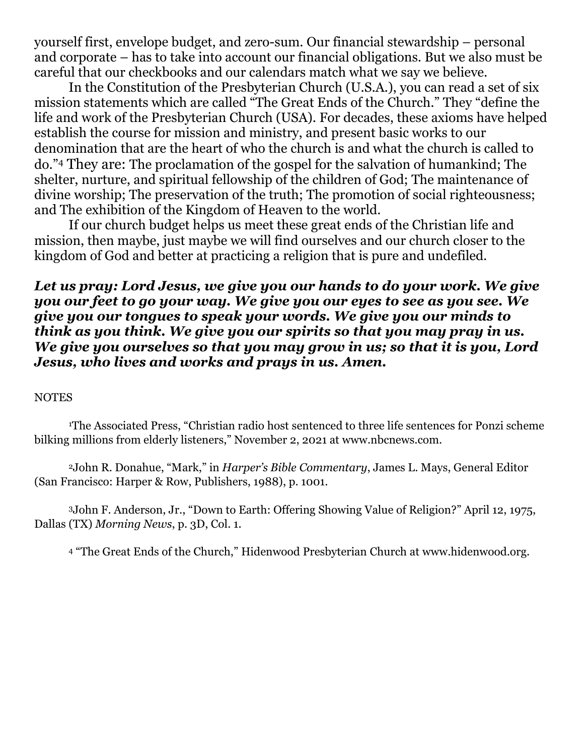yourself first, envelope budget, and zero-sum. Our financial stewardship – personal and corporate – has to take into account our financial obligations. But we also must be careful that our checkbooks and our calendars match what we say we believe.

In the Constitution of the Presbyterian Church (U.S.A.), you can read a set of six mission statements which are called "The Great Ends of the Church." They "define the life and work of the Presbyterian Church (USA). For decades, these axioms have helped establish the course for mission and ministry, and present basic works to our denomination that are the heart of who the church is and what the church is called to do."[4] They are: The proclamation of the gospel for the salvation of humankind; The shelter, nurture, and spiritual fellowship of the children of God; The maintenance of divine worship; The preservation of the truth; The promotion of social righteousness; and The exhibition of the Kingdom of Heaven to the world.

If our church budget helps us meet these great ends of the Christian life and mission, then maybe, just maybe we will find ourselves and our church closer to the kingdom of God and better at practicing a religion that is pure and undefiled.

***Let us pray: Lord Jesus, we give you our hands to do your work. We give you our feet to go your way. We give you our eyes to see as you see. We give you our tongues to speak your words. We give you our minds to think as you think. We give you our spirits so that you may pray in us. We give you ourselves so that you may grow in us; so that it is you, Lord Jesus, who lives and works and prays in us. Amen.***

NOTES

[1]The Associated Press, "Christian radio host sentenced to three life sentences for Ponzi scheme bilking millions from elderly listeners," November 2, 2021 at www.nbcnews.com.

[2]John R. Donahue, "Mark," in *Harper's Bible Commentary*, James L. Mays, General Editor (San Francisco: Harper & Row, Publishers, 1988), p. 1001.

[3]John F. Anderson, Jr., "Down to Earth: Offering Showing Value of Religion?" April 12, 1975, Dallas (TX) *Morning News*, p. 3D, Col. 1.

[4] "The Great Ends of the Church," Hidenwood Presbyterian Church at www.hidenwood.org.